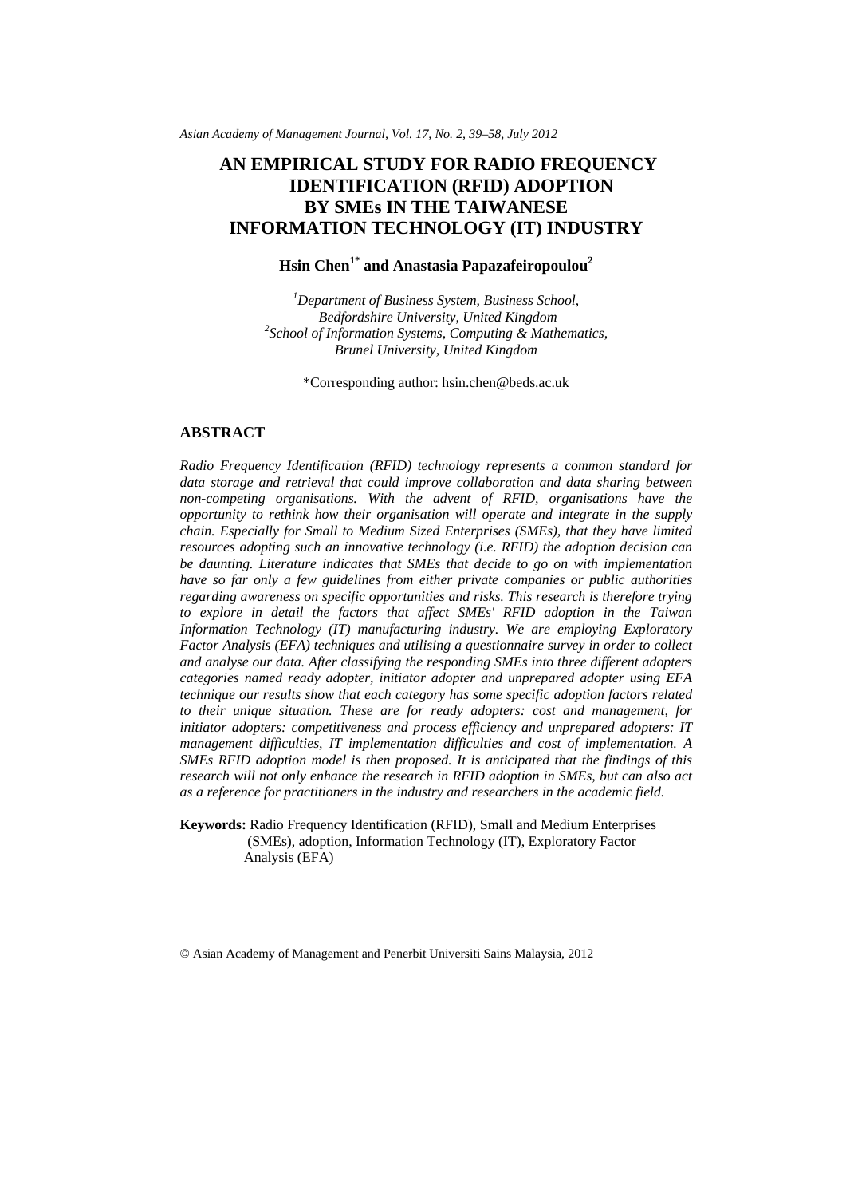# AN EMPIRICAL STUDY FOR RADIO FREQUENCY IDENTIFICATION (RFID) ADOPTION BY SMEs IN THE TAIWANESE INFORMATION TECHNOLOGY (IT) INDUSTRY

**Hsin Chen[1*] and Anastasia Papazafeiropoulou[2]**

[1]*Department of Business System, Business School, Bedfordshire University, United Kingdom*
[2]*School of Information Systems, Computing & Mathematics, Brunel University, United Kingdom*

*Corresponding author: hsin.chen@beds.ac.uk

## ABSTRACT

*Radio Frequency Identification (RFID) technology represents a common standard for data storage and retrieval that could improve collaboration and data sharing between non-competing organisations. With the advent of RFID, organisations have the opportunity to rethink how their organisation will operate and integrate in the supply chain. Especially for Small to Medium Sized Enterprises (SMEs), that they have limited resources adopting such an innovative technology (i.e. RFID) the adoption decision can be daunting. Literature indicates that SMEs that decide to go on with implementation have so far only a few guidelines from either private companies or public authorities regarding awareness on specific opportunities and risks. This research is therefore trying to explore in detail the factors that affect SMEs' RFID adoption in the Taiwan Information Technology (IT) manufacturing industry. We are employing Exploratory Factor Analysis (EFA) techniques and utilising a questionnaire survey in order to collect and analyse our data. After classifying the responding SMEs into three different adopters categories named ready adopter, initiator adopter and unprepared adopter using EFA technique our results show that each category has some specific adoption factors related to their unique situation. These are for ready adopters: cost and management, for initiator adopters: competitiveness and process efficiency and unprepared adopters: IT management difficulties, IT implementation difficulties and cost of implementation. A SMEs RFID adoption model is then proposed. It is anticipated that the findings of this research will not only enhance the research in RFID adoption in SMEs, but can also act as a reference for practitioners in the industry and researchers in the academic field.*

**Keywords:** Radio Frequency Identification (RFID), Small and Medium Enterprises (SMEs), adoption, Information Technology (IT), Exploratory Factor Analysis (EFA)

© Asian Academy of Management and Penerbit Universiti Sains Malaysia, 2012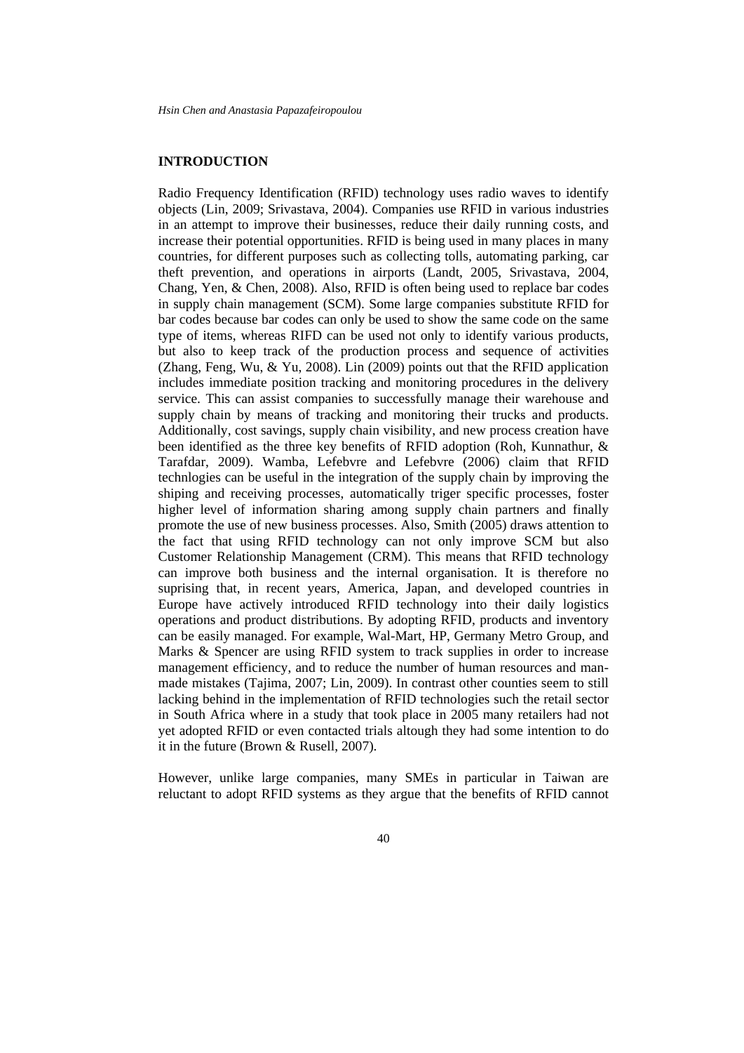## INTRODUCTION

Radio Frequency Identification (RFID) technology uses radio waves to identify objects (Lin, 2009; Srivastava, 2004). Companies use RFID in various industries in an attempt to improve their businesses, reduce their daily running costs, and increase their potential opportunities. RFID is being used in many places in many countries, for different purposes such as collecting tolls, automating parking, car theft prevention, and operations in airports (Landt, 2005, Srivastava, 2004, Chang, Yen, & Chen, 2008). Also, RFID is often being used to replace bar codes in supply chain management (SCM). Some large companies substitute RFID for bar codes because bar codes can only be used to show the same code on the same type of items, whereas RIFD can be used not only to identify various products, but also to keep track of the production process and sequence of activities (Zhang, Feng, Wu, & Yu, 2008). Lin (2009) points out that the RFID application includes immediate position tracking and monitoring procedures in the delivery service. This can assist companies to successfully manage their warehouse and supply chain by means of tracking and monitoring their trucks and products. Additionally, cost savings, supply chain visibility, and new process creation have been identified as the three key benefits of RFID adoption (Roh, Kunnathur, & Tarafdar, 2009). Wamba, Lefebvre and Lefebvre (2006) claim that RFID technlogies can be useful in the integration of the supply chain by improving the shiping and receiving processes, automatically triger specific processes, foster higher level of information sharing among supply chain partners and finally promote the use of new business processes. Also, Smith (2005) draws attention to the fact that using RFID technology can not only improve SCM but also Customer Relationship Management (CRM). This means that RFID technology can improve both business and the internal organisation. It is therefore no suprising that, in recent years, America, Japan, and developed countries in Europe have actively introduced RFID technology into their daily logistics operations and product distributions. By adopting RFID, products and inventory can be easily managed. For example, Wal-Mart, HP, Germany Metro Group, and Marks & Spencer are using RFID system to track supplies in order to increase management efficiency, and to reduce the number of human resources and man-made mistakes (Tajima, 2007; Lin, 2009). In contrast other counties seem to still lacking behind in the implementation of RFID technologies such the retail sector in South Africa where in a study that took place in 2005 many retailers had not yet adopted RFID or even contacted trials altough they had some intention to do it in the future (Brown & Rusell, 2007).

However, unlike large companies, many SMEs in particular in Taiwan are reluctant to adopt RFID systems as they argue that the benefits of RFID cannot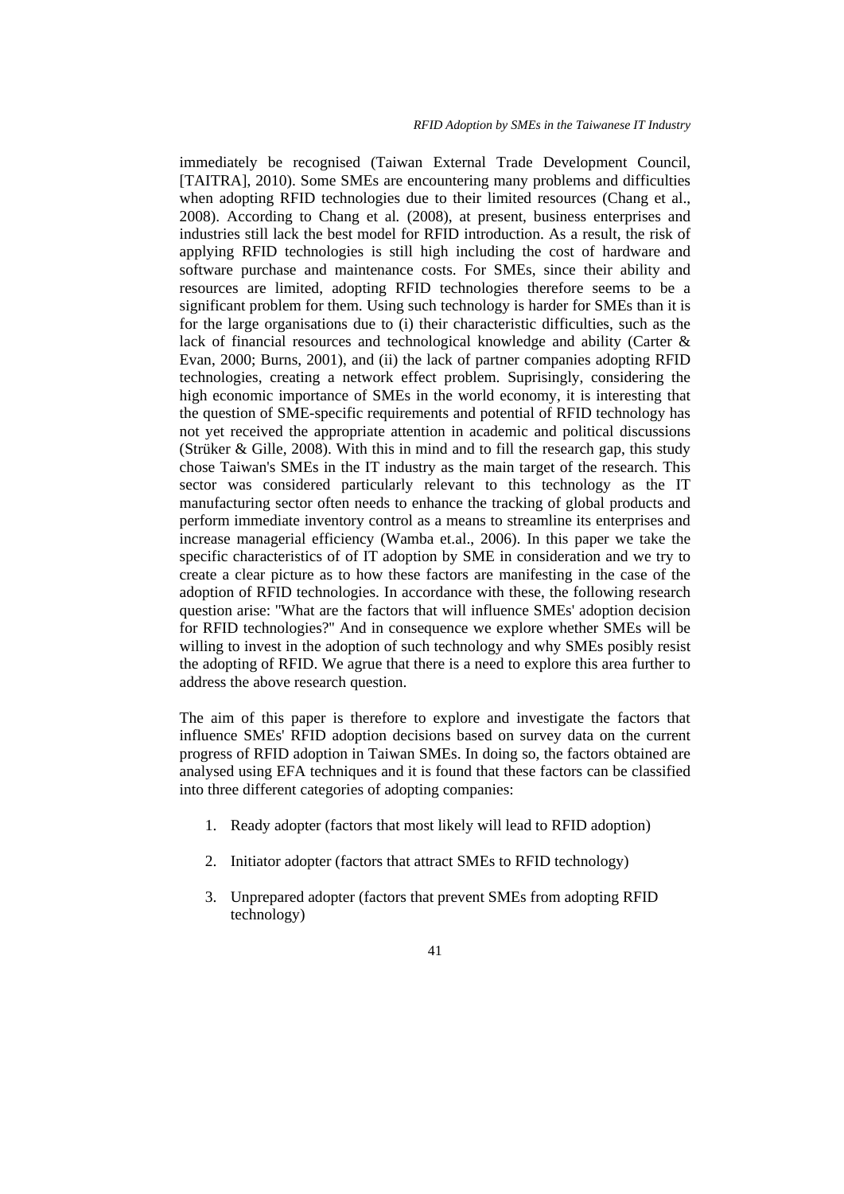immediately be recognised (Taiwan External Trade Development Council, [TAITRA], 2010). Some SMEs are encountering many problems and difficulties when adopting RFID technologies due to their limited resources (Chang et al., 2008). According to Chang et al. (2008), at present, business enterprises and industries still lack the best model for RFID introduction. As a result, the risk of applying RFID technologies is still high including the cost of hardware and software purchase and maintenance costs. For SMEs, since their ability and resources are limited, adopting RFID technologies therefore seems to be a significant problem for them. Using such technology is harder for SMEs than it is for the large organisations due to (i) their characteristic difficulties, such as the lack of financial resources and technological knowledge and ability (Carter & Evan, 2000; Burns, 2001), and (ii) the lack of partner companies adopting RFID technologies, creating a network effect problem. Suprisingly, considering the high economic importance of SMEs in the world economy, it is interesting that the question of SME-specific requirements and potential of RFID technology has not yet received the appropriate attention in academic and political discussions (Strüker & Gille, 2008). With this in mind and to fill the research gap, this study chose Taiwan's SMEs in the IT industry as the main target of the research. This sector was considered particularly relevant to this technology as the IT manufacturing sector often needs to enhance the tracking of global products and perform immediate inventory control as a means to streamline its enterprises and increase managerial efficiency (Wamba et.al., 2006). In this paper we take the specific characteristics of of IT adoption by SME in consideration and we try to create a clear picture as to how these factors are manifesting in the case of the adoption of RFID technologies. In accordance with these, the following research question arise: "What are the factors that will influence SMEs' adoption decision for RFID technologies?" And in consequence we explore whether SMEs will be willing to invest in the adoption of such technology and why SMEs posibly resist the adopting of RFID. We agrue that there is a need to explore this area further to address the above research question.

The aim of this paper is therefore to explore and investigate the factors that influence SMEs' RFID adoption decisions based on survey data on the current progress of RFID adoption in Taiwan SMEs. In doing so, the factors obtained are analysed using EFA techniques and it is found that these factors can be classified into three different categories of adopting companies:

1. Ready adopter (factors that most likely will lead to RFID adoption)
2. Initiator adopter (factors that attract SMEs to RFID technology)
3. Unprepared adopter (factors that prevent SMEs from adopting RFID technology)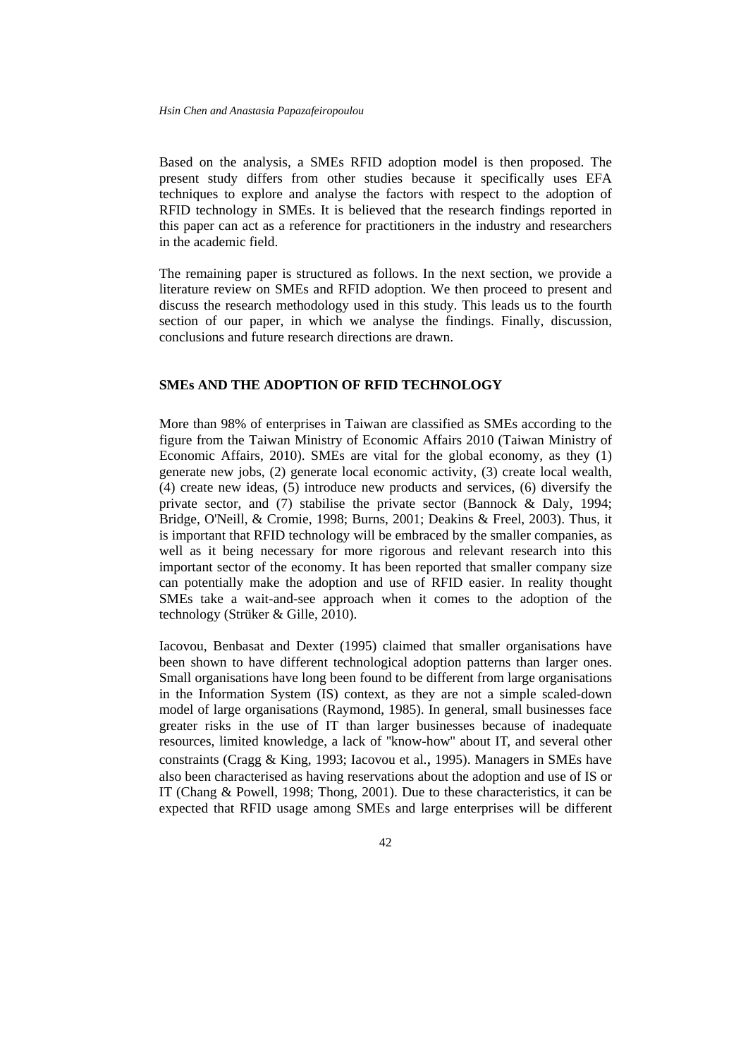Based on the analysis, a SMEs RFID adoption model is then proposed. The present study differs from other studies because it specifically uses EFA techniques to explore and analyse the factors with respect to the adoption of RFID technology in SMEs. It is believed that the research findings reported in this paper can act as a reference for practitioners in the industry and researchers in the academic field.

The remaining paper is structured as follows. In the next section, we provide a literature review on SMEs and RFID adoption. We then proceed to present and discuss the research methodology used in this study. This leads us to the fourth section of our paper, in which we analyse the findings. Finally, discussion, conclusions and future research directions are drawn.

## SMEs AND THE ADOPTION OF RFID TECHNOLOGY

More than 98% of enterprises in Taiwan are classified as SMEs according to the figure from the Taiwan Ministry of Economic Affairs 2010 (Taiwan Ministry of Economic Affairs, 2010). SMEs are vital for the global economy, as they (1) generate new jobs, (2) generate local economic activity, (3) create local wealth, (4) create new ideas, (5) introduce new products and services, (6) diversify the private sector, and (7) stabilise the private sector (Bannock & Daly, 1994; Bridge, O'Neill, & Cromie, 1998; Burns, 2001; Deakins & Freel, 2003). Thus, it is important that RFID technology will be embraced by the smaller companies, as well as it being necessary for more rigorous and relevant research into this important sector of the economy. It has been reported that smaller company size can potentially make the adoption and use of RFID easier. In reality thought SMEs take a wait-and-see approach when it comes to the adoption of the technology (Strüker & Gille, 2010).

Iacovou, Benbasat and Dexter (1995) claimed that smaller organisations have been shown to have different technological adoption patterns than larger ones. Small organisations have long been found to be different from large organisations in the Information System (IS) context, as they are not a simple scaled-down model of large organisations (Raymond, 1985). In general, small businesses face greater risks in the use of IT than larger businesses because of inadequate resources, limited knowledge, a lack of "know-how" about IT, and several other constraints (Cragg & King, 1993; Iacovou et al., 1995). Managers in SMEs have also been characterised as having reservations about the adoption and use of IS or IT (Chang & Powell, 1998; Thong, 2001). Due to these characteristics, it can be expected that RFID usage among SMEs and large enterprises will be different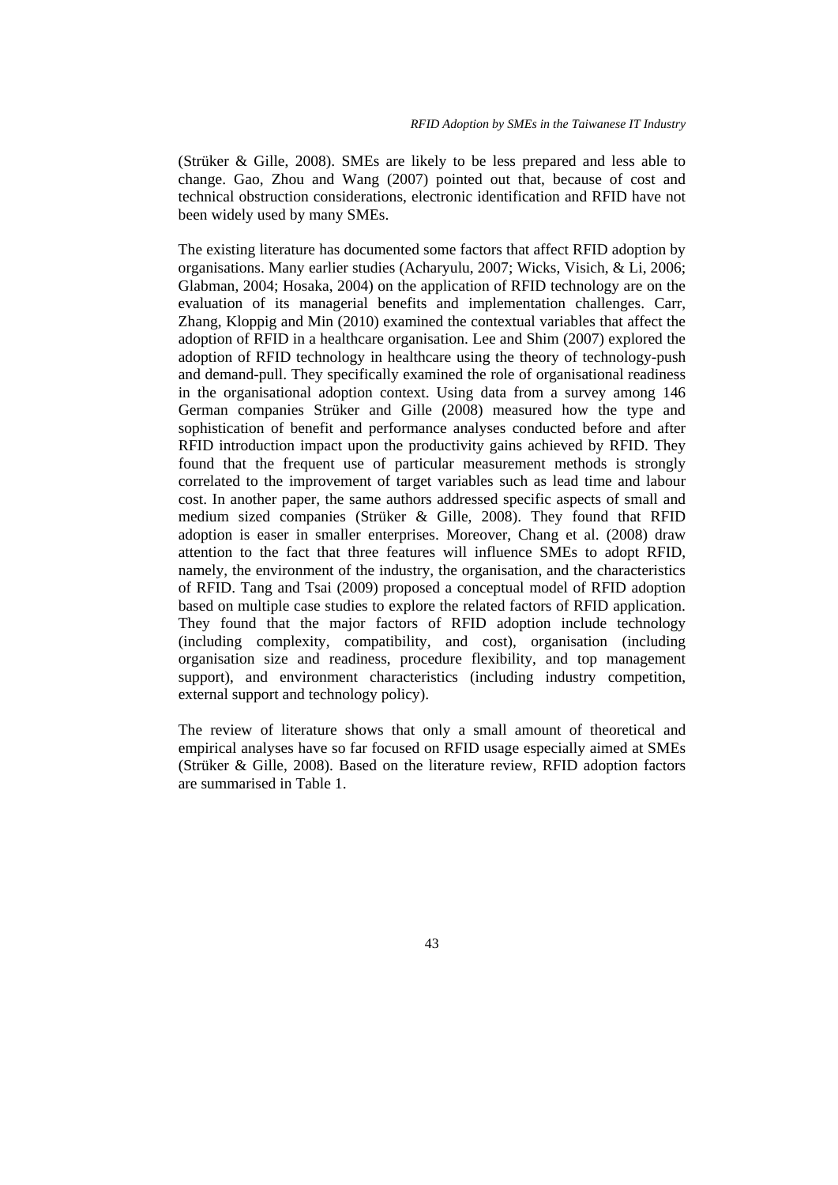(Strüker & Gille, 2008). SMEs are likely to be less prepared and less able to change. Gao, Zhou and Wang (2007) pointed out that, because of cost and technical obstruction considerations, electronic identification and RFID have not been widely used by many SMEs.

The existing literature has documented some factors that affect RFID adoption by organisations. Many earlier studies (Acharyulu, 2007; Wicks, Visich, & Li, 2006; Glabman, 2004; Hosaka, 2004) on the application of RFID technology are on the evaluation of its managerial benefits and implementation challenges. Carr, Zhang, Kloppig and Min (2010) examined the contextual variables that affect the adoption of RFID in a healthcare organisation. Lee and Shim (2007) explored the adoption of RFID technology in healthcare using the theory of technology-push and demand-pull. They specifically examined the role of organisational readiness in the organisational adoption context. Using data from a survey among 146 German companies Strüker and Gille (2008) measured how the type and sophistication of benefit and performance analyses conducted before and after RFID introduction impact upon the productivity gains achieved by RFID. They found that the frequent use of particular measurement methods is strongly correlated to the improvement of target variables such as lead time and labour cost. In another paper, the same authors addressed specific aspects of small and medium sized companies (Strüker & Gille, 2008). They found that RFID adoption is easer in smaller enterprises. Moreover, Chang et al. (2008) draw attention to the fact that three features will influence SMEs to adopt RFID, namely, the environment of the industry, the organisation, and the characteristics of RFID. Tang and Tsai (2009) proposed a conceptual model of RFID adoption based on multiple case studies to explore the related factors of RFID application. They found that the major factors of RFID adoption include technology (including complexity, compatibility, and cost), organisation (including organisation size and readiness, procedure flexibility, and top management support), and environment characteristics (including industry competition, external support and technology policy).

The review of literature shows that only a small amount of theoretical and empirical analyses have so far focused on RFID usage especially aimed at SMEs (Strüker & Gille, 2008). Based on the literature review, RFID adoption factors are summarised in Table 1.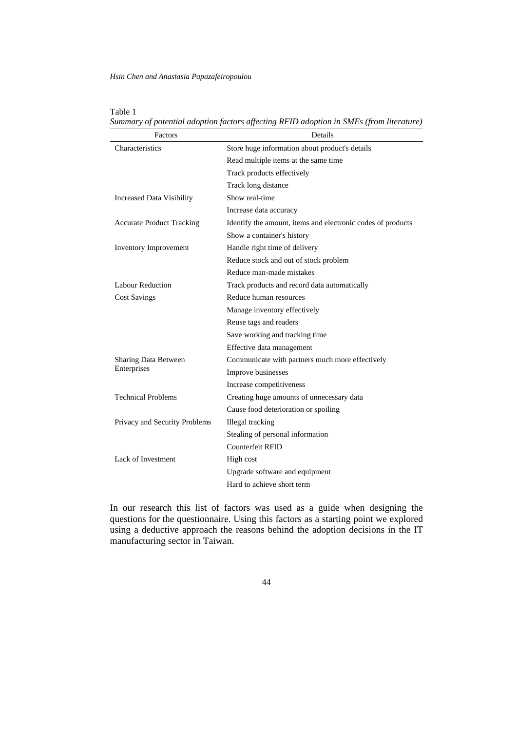Table 1

*Summary of potential adoption factors affecting RFID adoption in SMEs (from literature)*

| Factors | Details |
|---|---|
| Characteristics | Store huge information about product's details |
| | Read multiple items at the same time |
| | Track products effectively |
| | Track long distance |
| Increased Data Visibility | Show real-time |
| | Increase data accuracy |
| Accurate Product Tracking | Identify the amount, items and electronic codes of products |
| | Show a container's history |
| Inventory Improvement | Handle right time of delivery |
| | Reduce stock and out of stock problem |
| | Reduce man-made mistakes |
| Labour Reduction | Track products and record data automatically |
| Cost Savings | Reduce human resources |
| | Manage inventory effectively |
| | Reuse tags and readers |
| | Save working and tracking time |
| | Effective data management |
| Sharing Data Between Enterprises | Communicate with partners much more effectively |
| | Improve businesses |
| | Increase competitiveness |
| Technical Problems | Creating huge amounts of unnecessary data |
| | Cause food deterioration or spoiling |
| Privacy and Security Problems | Illegal tracking |
| | Stealing of personal information |
| | Counterfeit RFID |
| Lack of Investment | High cost |
| | Upgrade software and equipment |
| | Hard to achieve short term |

In our research this list of factors was used as a guide when designing the questions for the questionnaire. Using this factors as a starting point we explored using a deductive approach the reasons behind the adoption decisions in the IT manufacturing sector in Taiwan.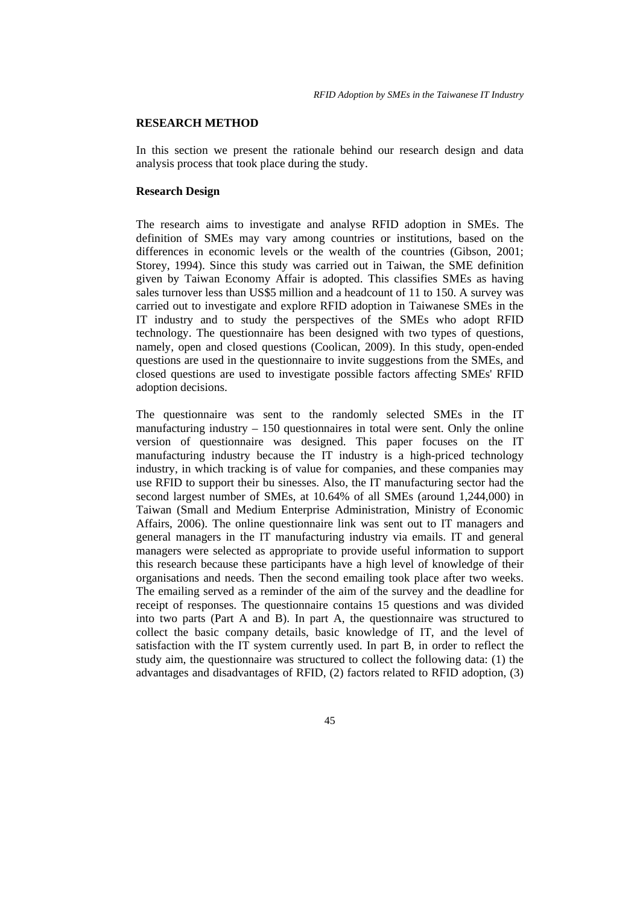## RESEARCH METHOD

In this section we present the rationale behind our research design and data analysis process that took place during the study.

### Research Design

The research aims to investigate and analyse RFID adoption in SMEs. The definition of SMEs may vary among countries or institutions, based on the differences in economic levels or the wealth of the countries (Gibson, 2001; Storey, 1994). Since this study was carried out in Taiwan, the SME definition given by Taiwan Economy Affair is adopted. This classifies SMEs as having sales turnover less than US$5 million and a headcount of 11 to 150. A survey was carried out to investigate and explore RFID adoption in Taiwanese SMEs in the IT industry and to study the perspectives of the SMEs who adopt RFID technology. The questionnaire has been designed with two types of questions, namely, open and closed questions (Coolican, 2009). In this study, open-ended questions are used in the questionnaire to invite suggestions from the SMEs, and closed questions are used to investigate possible factors affecting SMEs' RFID adoption decisions.

The questionnaire was sent to the randomly selected SMEs in the IT manufacturing industry – 150 questionnaires in total were sent. Only the online version of questionnaire was designed. This paper focuses on the IT manufacturing industry because the IT industry is a high-priced technology industry, in which tracking is of value for companies, and these companies may use RFID to support their bu sinesses. Also, the IT manufacturing sector had the second largest number of SMEs, at 10.64% of all SMEs (around 1,244,000) in Taiwan (Small and Medium Enterprise Administration, Ministry of Economic Affairs, 2006). The online questionnaire link was sent out to IT managers and general managers in the IT manufacturing industry via emails. IT and general managers were selected as appropriate to provide useful information to support this research because these participants have a high level of knowledge of their organisations and needs. Then the second emailing took place after two weeks. The emailing served as a reminder of the aim of the survey and the deadline for receipt of responses. The questionnaire contains 15 questions and was divided into two parts (Part A and B). In part A, the questionnaire was structured to collect the basic company details, basic knowledge of IT, and the level of satisfaction with the IT system currently used. In part B, in order to reflect the study aim, the questionnaire was structured to collect the following data: (1) the advantages and disadvantages of RFID, (2) factors related to RFID adoption, (3)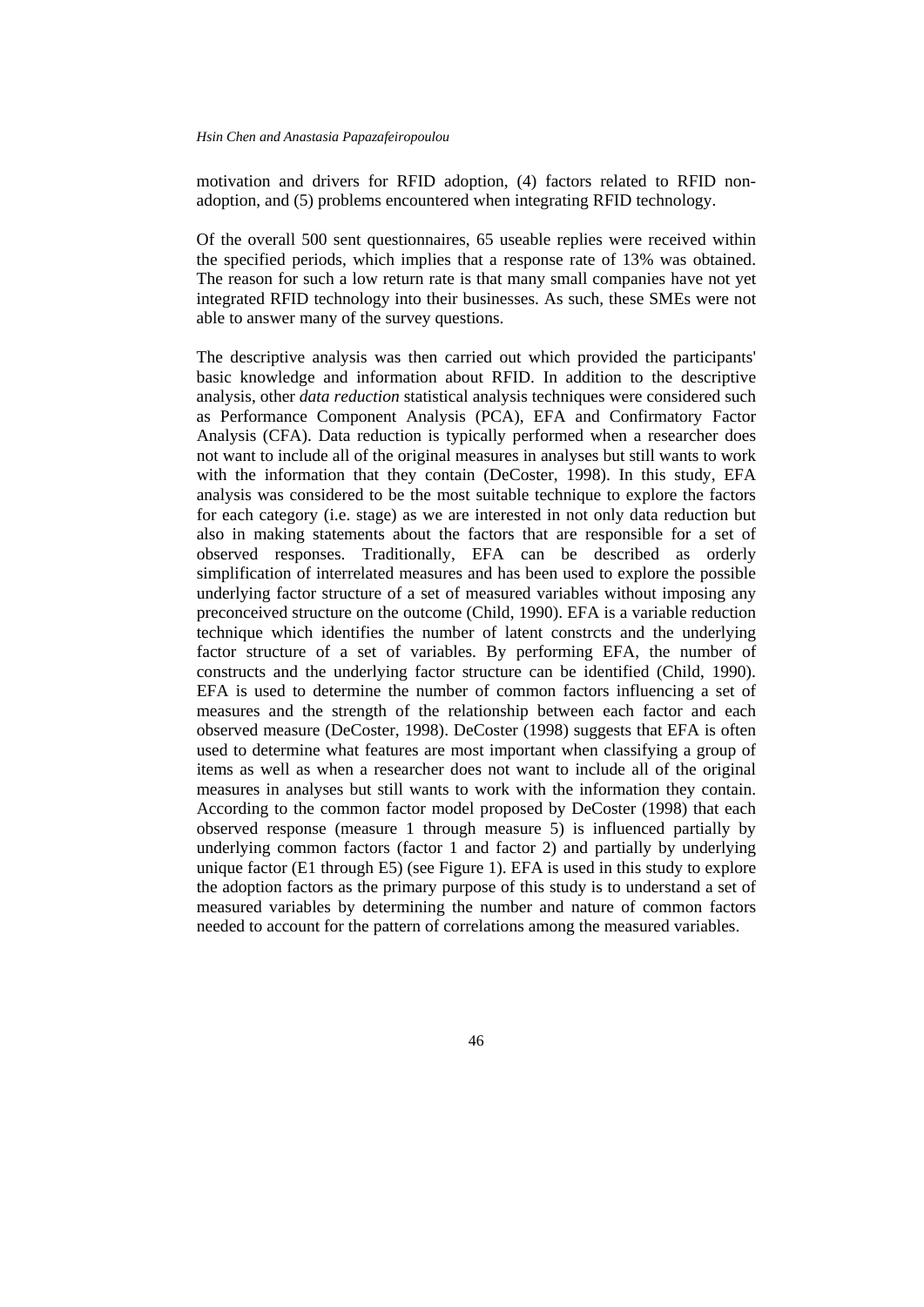motivation and drivers for RFID adoption, (4) factors related to RFID non-adoption, and (5) problems encountered when integrating RFID technology.

Of the overall 500 sent questionnaires, 65 useable replies were received within the specified periods, which implies that a response rate of 13% was obtained. The reason for such a low return rate is that many small companies have not yet integrated RFID technology into their businesses. As such, these SMEs were not able to answer many of the survey questions.

The descriptive analysis was then carried out which provided the participants' basic knowledge and information about RFID. In addition to the descriptive analysis, other *data reduction* statistical analysis techniques were considered such as Performance Component Analysis (PCA), EFA and Confirmatory Factor Analysis (CFA). Data reduction is typically performed when a researcher does not want to include all of the original measures in analyses but still wants to work with the information that they contain (DeCoster, 1998). In this study, EFA analysis was considered to be the most suitable technique to explore the factors for each category (i.e. stage) as we are interested in not only data reduction but also in making statements about the factors that are responsible for a set of observed responses. Traditionally, EFA can be described as orderly simplification of interrelated measures and has been used to explore the possible underlying factor structure of a set of measured variables without imposing any preconceived structure on the outcome (Child, 1990). EFA is a variable reduction technique which identifies the number of latent constrcts and the underlying factor structure of a set of variables. By performing EFA, the number of constructs and the underlying factor structure can be identified (Child, 1990). EFA is used to determine the number of common factors influencing a set of measures and the strength of the relationship between each factor and each observed measure (DeCoster, 1998). DeCoster (1998) suggests that EFA is often used to determine what features are most important when classifying a group of items as well as when a researcher does not want to include all of the original measures in analyses but still wants to work with the information they contain. According to the common factor model proposed by DeCoster (1998) that each observed response (measure 1 through measure 5) is influenced partially by underlying common factors (factor 1 and factor 2) and partially by underlying unique factor (E1 through E5) (see Figure 1). EFA is used in this study to explore the adoption factors as the primary purpose of this study is to understand a set of measured variables by determining the number and nature of common factors needed to account for the pattern of correlations among the measured variables.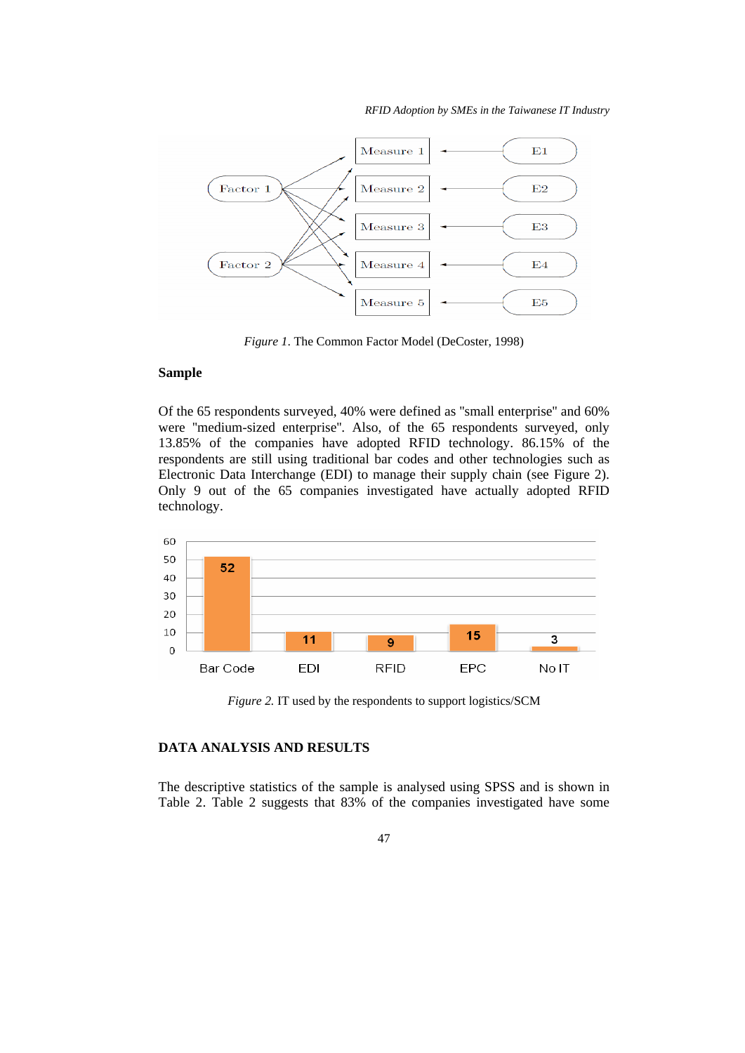*Figure 1*. The Common Factor Model (DeCoster, 1998)

**Sample**

Of the 65 respondents surveyed, 40% were defined as "small enterprise" and 60% were "medium-sized enterprise". Also, of the 65 respondents surveyed, only 13.85% of the companies have adopted RFID technology. 86.15% of the respondents are still using traditional bar codes and other technologies such as Electronic Data Interchange (EDI) to manage their supply chain (see Figure 2). Only 9 out of the 65 companies investigated have actually adopted RFID technology.

*Figure 2.* IT used by the respondents to support logistics/SCM

## DATA ANALYSIS AND RESULTS

The descriptive statistics of the sample is analysed using SPSS and is shown in Table 2. Table 2 suggests that 83% of the companies investigated have some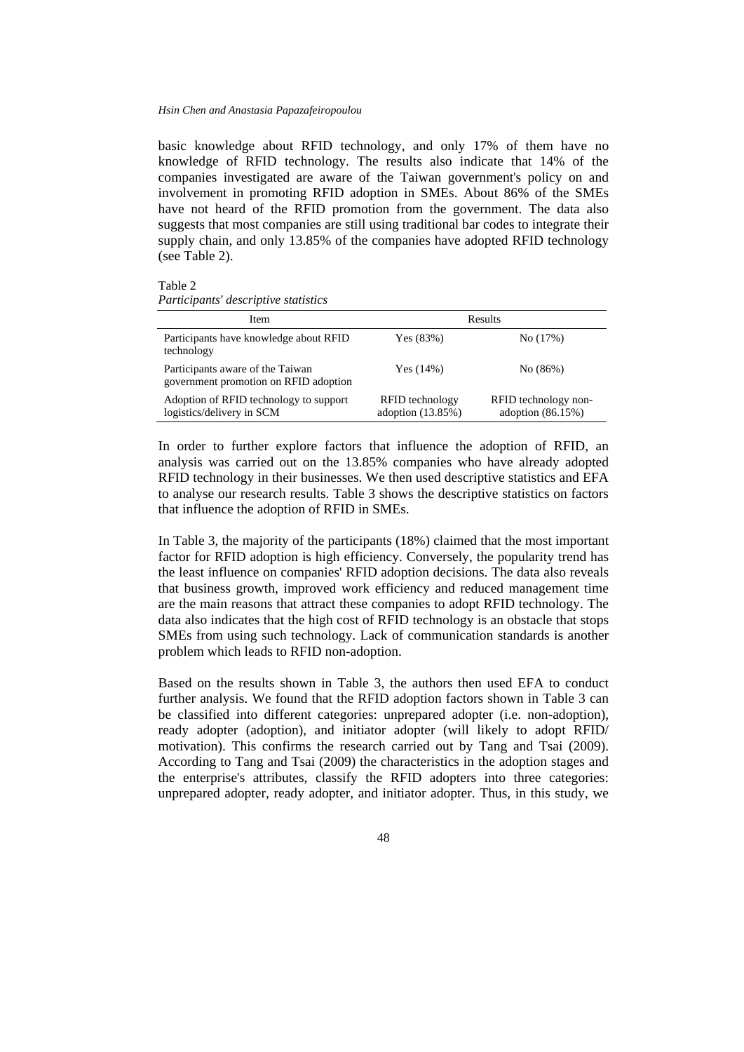basic knowledge about RFID technology, and only 17% of them have no knowledge of RFID technology. The results also indicate that 14% of the companies investigated are aware of the Taiwan government's policy on and involvement in promoting RFID adoption in SMEs. About 86% of the SMEs have not heard of the RFID promotion from the government. The data also suggests that most companies are still using traditional bar codes to integrate their supply chain, and only 13.85% of the companies have adopted RFID technology (see Table 2).

Table 2
*Participants' descriptive statistics*

| Item | Results | |
|---|---|---|
| Participants have knowledge about RFID technology | Yes (83%) | No (17%) |
| Participants aware of the Taiwan government promotion on RFID adoption | Yes (14%) | No (86%) |
| Adoption of RFID technology to support logistics/delivery in SCM | RFID technology adoption (13.85%) | RFID technology non-adoption (86.15%) |

In order to further explore factors that influence the adoption of RFID, an analysis was carried out on the 13.85% companies who have already adopted RFID technology in their businesses. We then used descriptive statistics and EFA to analyse our research results. Table 3 shows the descriptive statistics on factors that influence the adoption of RFID in SMEs.

In Table 3, the majority of the participants (18%) claimed that the most important factor for RFID adoption is high efficiency. Conversely, the popularity trend has the least influence on companies' RFID adoption decisions. The data also reveals that business growth, improved work efficiency and reduced management time are the main reasons that attract these companies to adopt RFID technology. The data also indicates that the high cost of RFID technology is an obstacle that stops SMEs from using such technology. Lack of communication standards is another problem which leads to RFID non-adoption.

Based on the results shown in Table 3, the authors then used EFA to conduct further analysis. We found that the RFID adoption factors shown in Table 3 can be classified into different categories: unprepared adopter (i.e. non-adoption), ready adopter (adoption), and initiator adopter (will likely to adopt RFID/ motivation). This confirms the research carried out by Tang and Tsai (2009). According to Tang and Tsai (2009) the characteristics in the adoption stages and the enterprise's attributes, classify the RFID adopters into three categories: unprepared adopter, ready adopter, and initiator adopter. Thus, in this study, we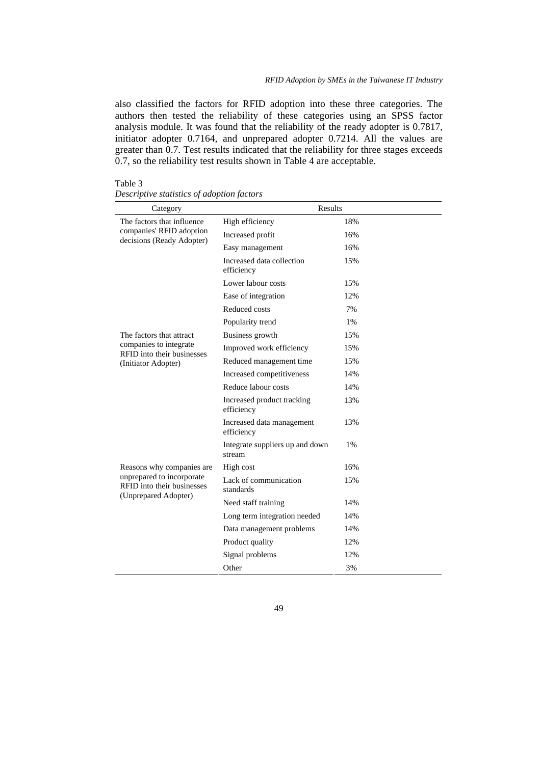also classified the factors for RFID adoption into these three categories. The authors then tested the reliability of these categories using an SPSS factor analysis module. It was found that the reliability of the ready adopter is 0.7817, initiator adopter 0.7164, and unprepared adopter 0.7214. All the values are greater than 0.7. Test results indicated that the reliability for three stages exceeds 0.7, so the reliability test results shown in Table 4 are acceptable.

Table 3
*Descriptive statistics of adoption factors*

| Category | Results | |
|---|---|---|
| The factors that influence companies' RFID adoption decisions (Ready Adopter) | High efficiency | 18% |
| | Increased profit | 16% |
| | Easy management | 16% |
| | Increased data collection efficiency | 15% |
| | Lower labour costs | 15% |
| | Ease of integration | 12% |
| | Reduced costs | 7% |
| | Popularity trend | 1% |
| The factors that attract companies to integrate RFID into their businesses (Initiator Adopter) | Business growth | 15% |
| | Improved work efficiency | 15% |
| | Reduced management time | 15% |
| | Increased competitiveness | 14% |
| | Reduce labour costs | 14% |
| | Increased product tracking efficiency | 13% |
| | Increased data management efficiency | 13% |
| | Integrate suppliers up and down stream | 1% |
| Reasons why companies are unprepared to incorporate RFID into their businesses (Unprepared Adopter) | High cost | 16% |
| | Lack of communication standards | 15% |
| | Need staff training | 14% |
| | Long term integration needed | 14% |
| | Data management problems | 14% |
| | Product quality | 12% |
| | Signal problems | 12% |
| | Other | 3% |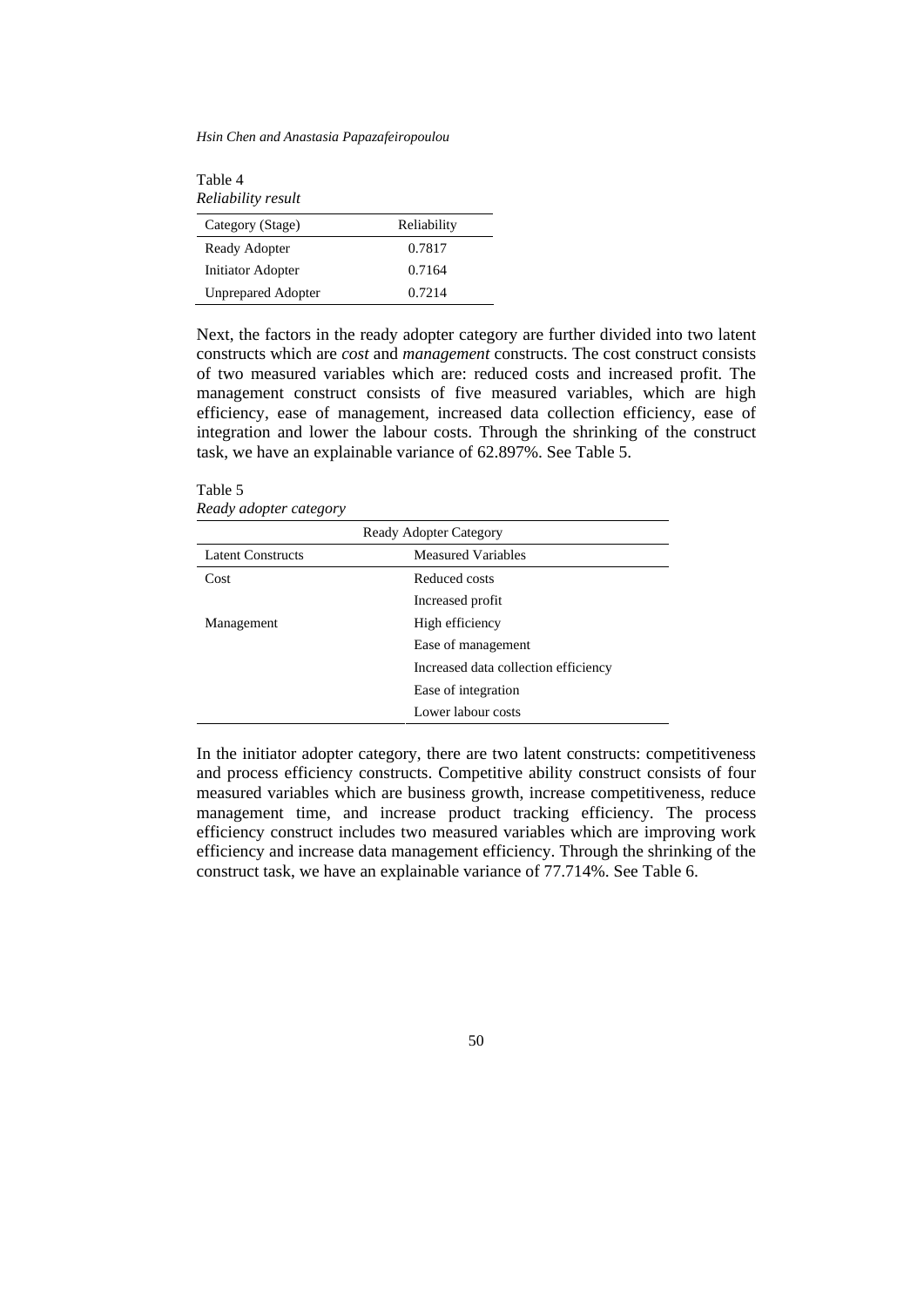Table 4
*Reliability result*

| Category (Stage) | Reliability |
|---|---|
| Ready Adopter | 0.7817 |
| Initiator Adopter | 0.7164 |
| Unprepared Adopter | 0.7214 |

Next, the factors in the ready adopter category are further divided into two latent constructs which are *cost* and *management* constructs. The cost construct consists of two measured variables which are: reduced costs and increased profit. The management construct consists of five measured variables, which are high efficiency, ease of management, increased data collection efficiency, ease of integration and lower the labour costs. Through the shrinking of the construct task, we have an explainable variance of 62.897%. See Table 5.

Table 5
*Ready adopter category*

| Ready Adopter Category | |
|---|---|
| Latent Constructs | Measured Variables |
| Cost | Reduced costs |
| | Increased profit |
| Management | High efficiency |
| | Ease of management |
| | Increased data collection efficiency |
| | Ease of integration |
| | Lower labour costs |

In the initiator adopter category, there are two latent constructs: competitiveness and process efficiency constructs. Competitive ability construct consists of four measured variables which are business growth, increase competitiveness, reduce management time, and increase product tracking efficiency. The process efficiency construct includes two measured variables which are improving work efficiency and increase data management efficiency. Through the shrinking of the construct task, we have an explainable variance of 77.714%. See Table 6.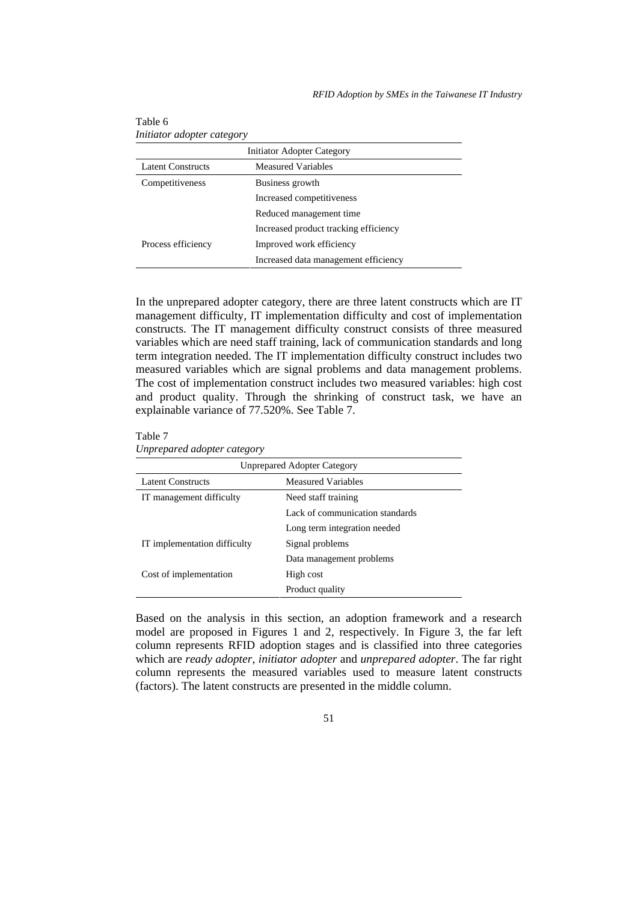Table 6
*Initiator adopter category*

| Initiator Adopter Category | |
|---|---|
| Latent Constructs | Measured Variables |
| Competitiveness | Business growth |
| | Increased competitiveness |
| | Reduced management time |
| | Increased product tracking efficiency |
| Process efficiency | Improved work efficiency |
| | Increased data management efficiency |

In the unprepared adopter category, there are three latent constructs which are IT management difficulty, IT implementation difficulty and cost of implementation constructs. The IT management difficulty construct consists of three measured variables which are need staff training, lack of communication standards and long term integration needed. The IT implementation difficulty construct includes two measured variables which are signal problems and data management problems. The cost of implementation construct includes two measured variables: high cost and product quality. Through the shrinking of construct task, we have an explainable variance of 77.520%. See Table 7.

Table 7
*Unprepared adopter category*

| Unprepared Adopter Category | |
|---|---|
| Latent Constructs | Measured Variables |
| IT management difficulty | Need staff training |
| | Lack of communication standards |
| | Long term integration needed |
| IT implementation difficulty | Signal problems |
| | Data management problems |
| Cost of implementation | High cost |
| | Product quality |

Based on the analysis in this section, an adoption framework and a research model are proposed in Figures 1 and 2, respectively. In Figure 3, the far left column represents RFID adoption stages and is classified into three categories which are *ready adopter*, *initiator adopter* and *unprepared adopter*. The far right column represents the measured variables used to measure latent constructs (factors). The latent constructs are presented in the middle column.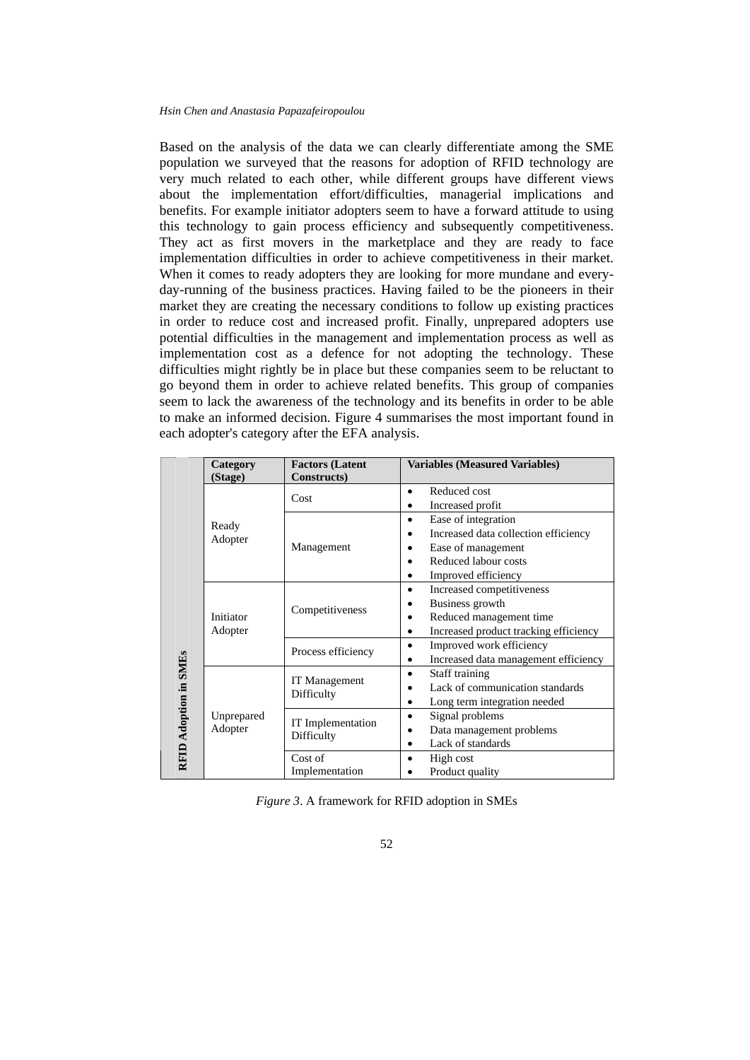Based on the analysis of the data we can clearly differentiate among the SME population we surveyed that the reasons for adoption of RFID technology are very much related to each other, while different groups have different views about the implementation effort/difficulties, managerial implications and benefits. For example initiator adopters seem to have a forward attitude to using this technology to gain process efficiency and subsequently competitiveness. They act as first movers in the marketplace and they are ready to face implementation difficulties in order to achieve competitiveness in their market. When it comes to ready adopters they are looking for more mundane and every-day-running of the business practices. Having failed to be the pioneers in their market they are creating the necessary conditions to follow up existing practices in order to reduce cost and increased profit. Finally, unprepared adopters use potential difficulties in the management and implementation process as well as implementation cost as a defence for not adopting the technology. These difficulties might rightly be in place but these companies seem to be reluctant to go beyond them in order to achieve related benefits. This group of companies seem to lack the awareness of the technology and its benefits in order to be able to make an informed decision. Figure 4 summarises the most important found in each adopter's category after the EFA analysis.

| | Category (Stage) | Factors (Latent Constructs) | Variables (Measured Variables) |
|---|---|---|---|
| **RFID Adoption in SMEs** | Ready Adopter | Cost | • Reduced cost<br>• Increased profit |
| | | Management | • Ease of integration<br>• Increased data collection efficiency<br>• Ease of management<br>• Reduced labour costs<br>• Improved efficiency |
| | Initiator Adopter | Competitiveness | • Increased competitiveness<br>• Business growth<br>• Reduced management time<br>• Increased product tracking efficiency |
| | | Process efficiency | • Improved work efficiency<br>• Increased data management efficiency |
| | Unprepared Adopter | IT Management Difficulty | • Staff training<br>• Lack of communication standards<br>• Long term integration needed |
| | | IT Implementation Difficulty | • Signal problems<br>• Data management problems<br>• Lack of standards |
| | | Cost of Implementation | • High cost<br>• Product quality |

*Figure 3*. A framework for RFID adoption in SMEs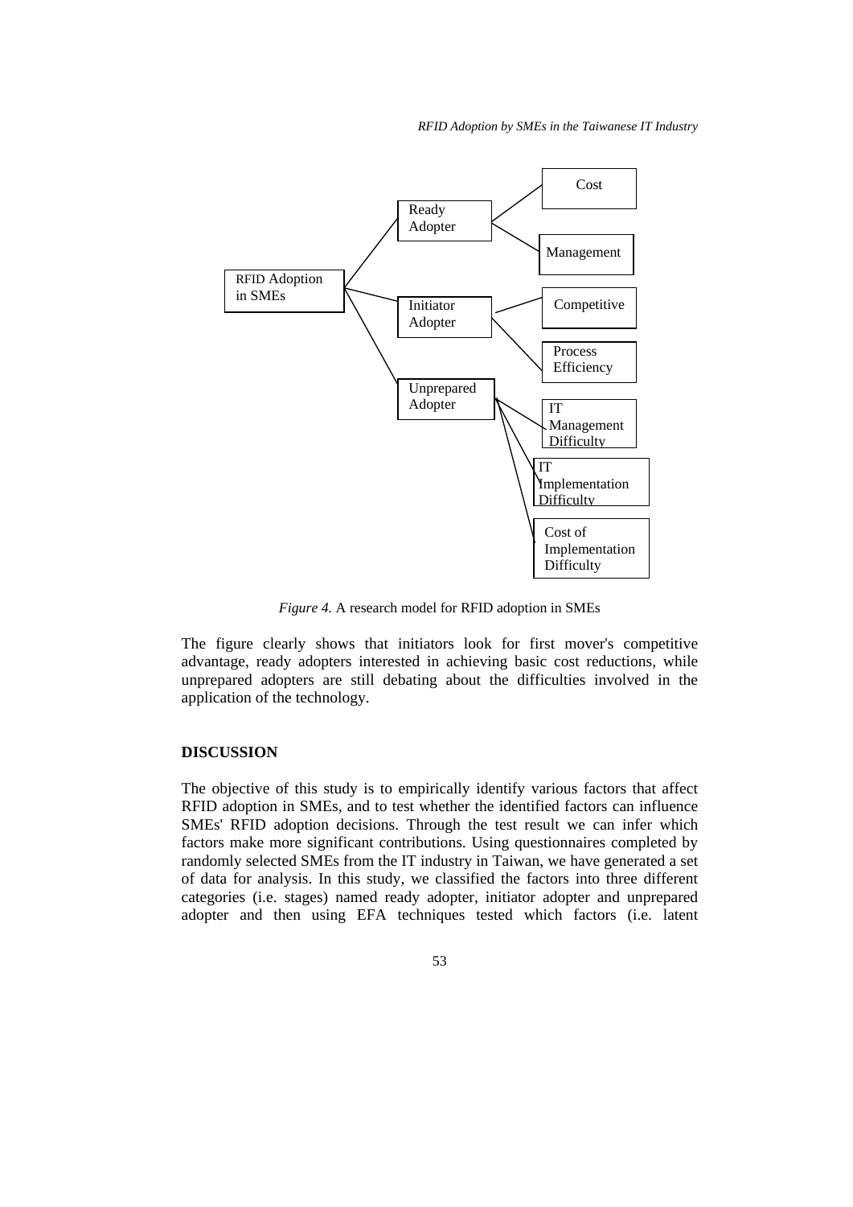RFID Adoption in SMEs

- Ready Adopter
  - Cost
  - Management
- Initiator Adopter
  - Competitive
  - Process Efficiency
- Unprepared Adopter
  - IT Management Difficulty
  - IT Implementation Difficulty
  - Cost of Implementation Difficulty

*Figure 4.* A research model for RFID adoption in SMEs

The figure clearly shows that initiators look for first mover's competitive advantage, ready adopters interested in achieving basic cost reductions, while unprepared adopters are still debating about the difficulties involved in the application of the technology.

## DISCUSSION

The objective of this study is to empirically identify various factors that affect RFID adoption in SMEs, and to test whether the identified factors can influence SMEs' RFID adoption decisions. Through the test result we can infer which factors make more significant contributions. Using questionnaires completed by randomly selected SMEs from the IT industry in Taiwan, we have generated a set of data for analysis. In this study, we classified the factors into three different categories (i.e. stages) named ready adopter, initiator adopter and unprepared adopter and then using EFA techniques tested which factors (i.e. latent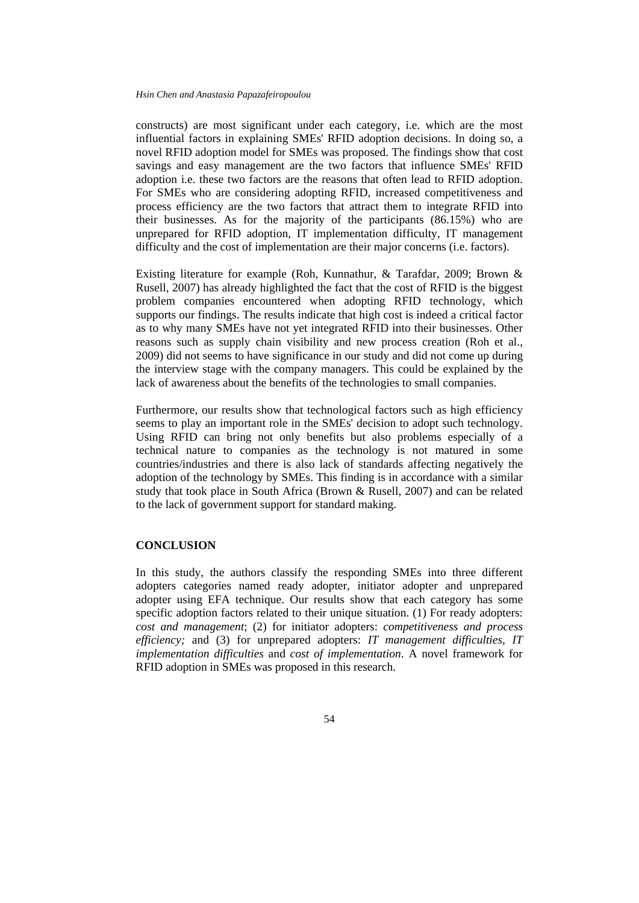constructs) are most significant under each category, i.e. which are the most influential factors in explaining SMEs' RFID adoption decisions. In doing so, a novel RFID adoption model for SMEs was proposed. The findings show that cost savings and easy management are the two factors that influence SMEs' RFID adoption i.e. these two factors are the reasons that often lead to RFID adoption. For SMEs who are considering adopting RFID, increased competitiveness and process efficiency are the two factors that attract them to integrate RFID into their businesses. As for the majority of the participants (86.15%) who are unprepared for RFID adoption, IT implementation difficulty, IT management difficulty and the cost of implementation are their major concerns (i.e. factors).

Existing literature for example (Roh, Kunnathur, & Tarafdar, 2009; Brown & Rusell, 2007) has already highlighted the fact that the cost of RFID is the biggest problem companies encountered when adopting RFID technology, which supports our findings. The results indicate that high cost is indeed a critical factor as to why many SMEs have not yet integrated RFID into their businesses. Other reasons such as supply chain visibility and new process creation (Roh et al., 2009) did not seems to have significance in our study and did not come up during the interview stage with the company managers. This could be explained by the lack of awareness about the benefits of the technologies to small companies.

Furthermore, our results show that technological factors such as high efficiency seems to play an important role in the SMEs' decision to adopt such technology. Using RFID can bring not only benefits but also problems especially of a technical nature to companies as the technology is not matured in some countries/industries and there is also lack of standards affecting negatively the adoption of the technology by SMEs. This finding is in accordance with a similar study that took place in South Africa (Brown & Rusell, 2007) and can be related to the lack of government support for standard making.

## CONCLUSION

In this study, the authors classify the responding SMEs into three different adopters categories named ready adopter, initiator adopter and unprepared adopter using EFA technique. Our results show that each category has some specific adoption factors related to their unique situation. (1) For ready adopters: *cost and management*; (2) for initiator adopters: *competitiveness and process efficiency;* and (3) for unprepared adopters: *IT management difficulties, IT implementation difficulties* and *cost of implementation*. A novel framework for RFID adoption in SMEs was proposed in this research.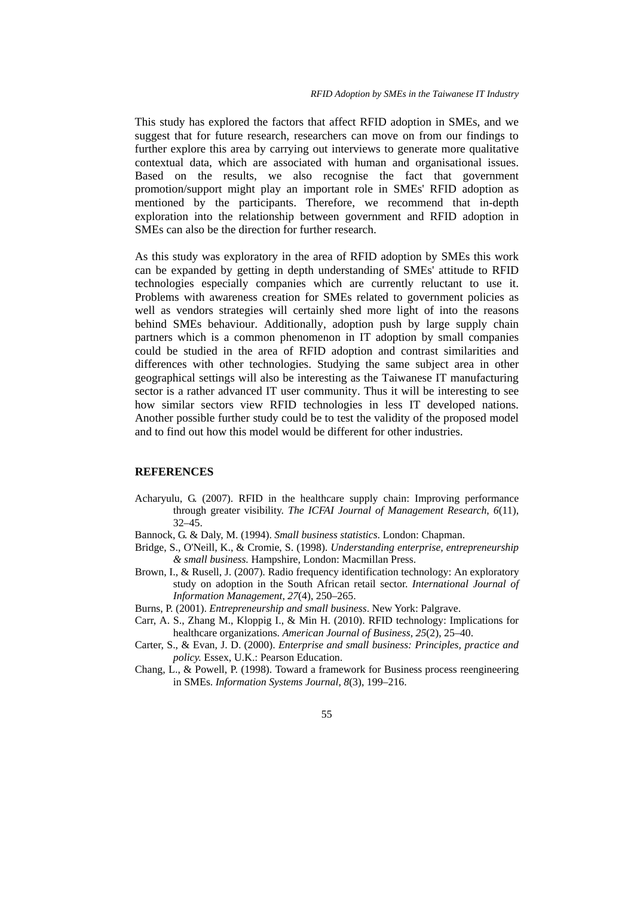This study has explored the factors that affect RFID adoption in SMEs, and we suggest that for future research, researchers can move on from our findings to further explore this area by carrying out interviews to generate more qualitative contextual data, which are associated with human and organisational issues. Based on the results, we also recognise the fact that government promotion/support might play an important role in SMEs' RFID adoption as mentioned by the participants. Therefore, we recommend that in-depth exploration into the relationship between government and RFID adoption in SMEs can also be the direction for further research.

As this study was exploratory in the area of RFID adoption by SMEs this work can be expanded by getting in depth understanding of SMEs' attitude to RFID technologies especially companies which are currently reluctant to use it. Problems with awareness creation for SMEs related to government policies as well as vendors strategies will certainly shed more light of into the reasons behind SMEs behaviour. Additionally, adoption push by large supply chain partners which is a common phenomenon in IT adoption by small companies could be studied in the area of RFID adoption and contrast similarities and differences with other technologies. Studying the same subject area in other geographical settings will also be interesting as the Taiwanese IT manufacturing sector is a rather advanced IT user community. Thus it will be interesting to see how similar sectors view RFID technologies in less IT developed nations. Another possible further study could be to test the validity of the proposed model and to find out how this model would be different for other industries.

## REFERENCES

Acharyulu, G. (2007). RFID in the healthcare supply chain: Improving performance through greater visibility. *The ICFAI Journal of Management Research*, *6*(11), 32–45.

Bannock, G. & Daly, M. (1994). *Small business statistics*. London: Chapman.

Bridge, S., O'Neill, K., & Cromie, S. (1998). *Understanding enterprise, entrepreneurship & small business.* Hampshire, London: Macmillan Press.

Brown, I., & Rusell, J. (2007). Radio frequency identification technology: An exploratory study on adoption in the South African retail sector. *International Journal of Information Management*, *27*(4), 250–265.

Burns, P. (2001). *Entrepreneurship and small business*. New York: Palgrave.

Carr, A. S., Zhang M., Kloppig I., & Min H. (2010). RFID technology: Implications for healthcare organizations. *American Journal of Business*, *25*(2), 25–40.

Carter, S., & Evan, J. D. (2000). *Enterprise and small business: Principles, practice and policy.* Essex, U.K.: Pearson Education.

Chang, L., & Powell, P. (1998). Toward a framework for Business process reengineering in SMEs. *Information Systems Journal*, *8*(3), 199–216.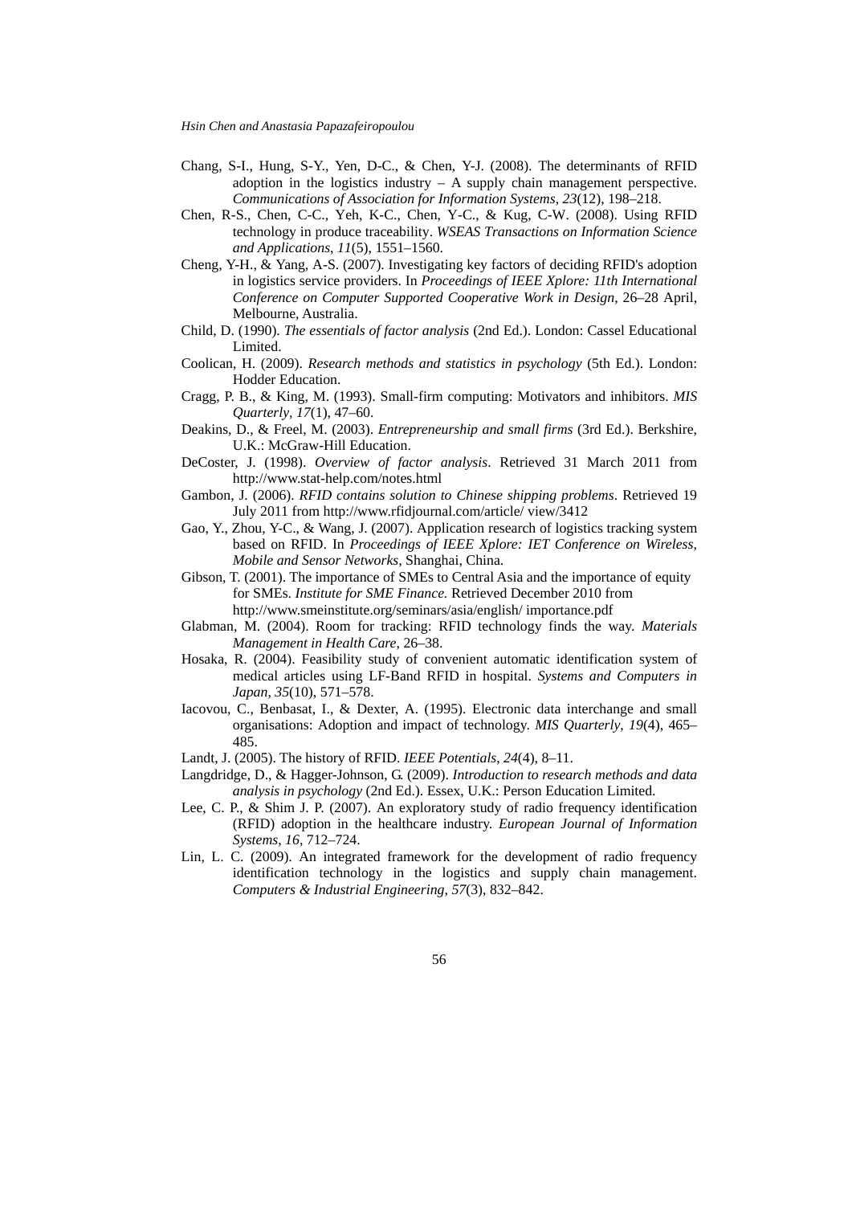Chang, S-I., Hung, S-Y., Yen, D-C., & Chen, Y-J. (2008). The determinants of RFID adoption in the logistics industry – A supply chain management perspective. *Communications of Association for Information Systems*, *23*(12), 198–218.

Chen, R-S., Chen, C-C., Yeh, K-C., Chen, Y-C., & Kug, C-W. (2008). Using RFID technology in produce traceability. *WSEAS Transactions on Information Science and Applications*, *11*(5), 1551–1560.

Cheng, Y-H., & Yang, A-S. (2007). Investigating key factors of deciding RFID's adoption in logistics service providers. In *Proceedings of IEEE Xplore: 11th International Conference on Computer Supported Cooperative Work in Design*, 26–28 April, Melbourne, Australia.

Child, D. (1990). *The essentials of factor analysis* (2nd Ed.). London: Cassel Educational Limited.

Coolican, H. (2009). *Research methods and statistics in psychology* (5th Ed.). London: Hodder Education.

Cragg, P. B., & King, M. (1993). Small-firm computing: Motivators and inhibitors. *MIS Quarterly*, *17*(1), 47–60.

Deakins, D., & Freel, M. (2003). *Entrepreneurship and small firms* (3rd Ed.). Berkshire, U.K.: McGraw-Hill Education.

DeCoster, J. (1998). *Overview of factor analysis*. Retrieved 31 March 2011 from http://www.stat-help.com/notes.html

Gambon, J. (2006). *RFID contains solution to Chinese shipping problems*. Retrieved 19 July 2011 from http://www.rfidjournal.com/article/ view/3412

Gao, Y., Zhou, Y-C., & Wang, J. (2007). Application research of logistics tracking system based on RFID. In *Proceedings of IEEE Xplore: IET Conference on Wireless, Mobile and Sensor Networks*, Shanghai, China.

Gibson, T. (2001). The importance of SMEs to Central Asia and the importance of equity for SMEs. *Institute for SME Finance.* Retrieved December 2010 from http://www.smeinstitute.org/seminars/asia/english/ importance.pdf

Glabman, M. (2004). Room for tracking: RFID technology finds the way. *Materials Management in Health Care*, 26–38.

Hosaka, R. (2004). Feasibility study of convenient automatic identification system of medical articles using LF-Band RFID in hospital. *Systems and Computers in Japan*, *35*(10), 571–578.

Iacovou, C., Benbasat, I., & Dexter, A. (1995). Electronic data interchange and small organisations: Adoption and impact of technology. *MIS Quarterly*, *19*(4), 465–485.

Landt, J. (2005). The history of RFID. *IEEE Potentials*, *24*(4), 8–11.

Langdridge, D., & Hagger-Johnson, G. (2009). *Introduction to research methods and data analysis in psychology* (2nd Ed.). Essex, U.K.: Person Education Limited.

Lee, C. P., & Shim J. P. (2007). An exploratory study of radio frequency identification (RFID) adoption in the healthcare industry. *European Journal of Information Systems*, *16*, 712–724.

Lin, L. C. (2009). An integrated framework for the development of radio frequency identification technology in the logistics and supply chain management. *Computers & Industrial Engineering*, *57*(3), 832–842.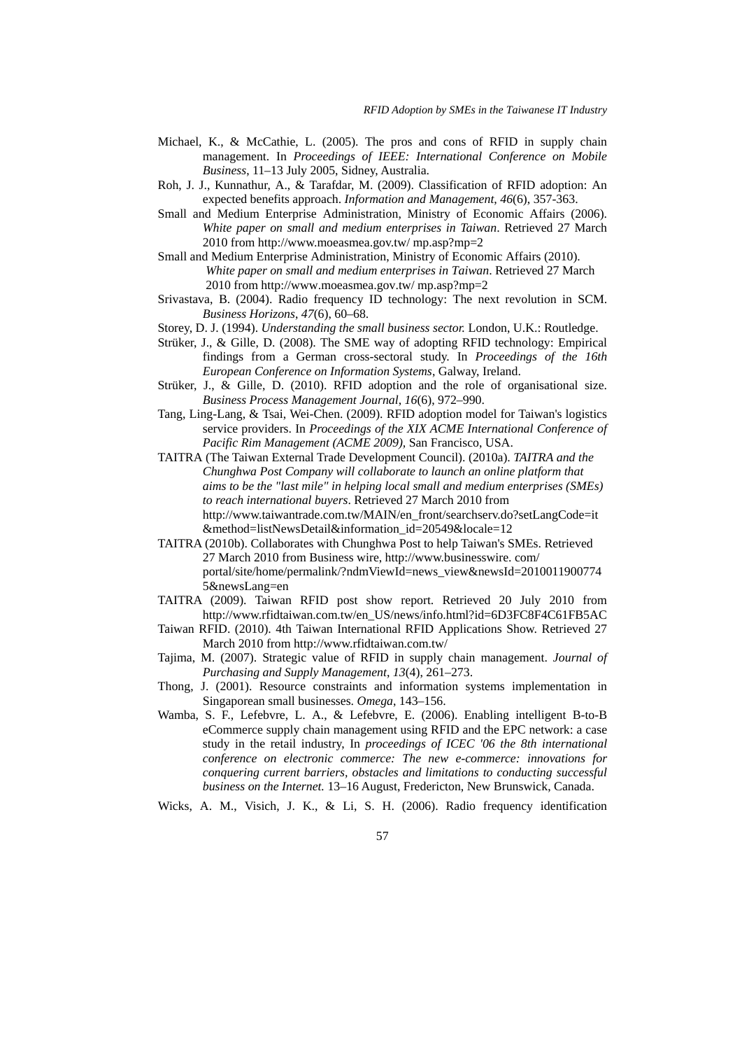Michael, K., & McCathie, L. (2005). The pros and cons of RFID in supply chain management. In *Proceedings of IEEE: International Conference on Mobile Business*, 11–13 July 2005, Sidney, Australia.

Roh, J. J., Kunnathur, A., & Tarafdar, M. (2009). Classification of RFID adoption: An expected benefits approach. *Information and Management*, *46*(6), 357-363.

Small and Medium Enterprise Administration, Ministry of Economic Affairs (2006). *White paper on small and medium enterprises in Taiwan*. Retrieved 27 March 2010 from http://www.moeasmea.gov.tw/ mp.asp?mp=2

Small and Medium Enterprise Administration, Ministry of Economic Affairs (2010). *White paper on small and medium enterprises in Taiwan*. Retrieved 27 March 2010 from http://www.moeasmea.gov.tw/ mp.asp?mp=2

Srivastava, B. (2004). Radio frequency ID technology: The next revolution in SCM. *Business Horizons*, *47*(6), 60–68.

Storey, D. J. (1994). *Understanding the small business sector.* London, U.K.: Routledge.

Strüker, J., & Gille, D. (2008). The SME way of adopting RFID technology: Empirical findings from a German cross-sectoral study. In *Proceedings of the 16th European Conference on Information Systems*, Galway, Ireland.

Strüker, J., & Gille, D. (2010). RFID adoption and the role of organisational size. *Business Process Management Journal*, *16*(6), 972–990.

Tang, Ling-Lang, & Tsai, Wei-Chen. (2009). RFID adoption model for Taiwan's logistics service providers. In *Proceedings of the XIX ACME International Conference of Pacific Rim Management (ACME 2009),* San Francisco, USA.

TAITRA (The Taiwan External Trade Development Council). (2010a). *TAITRA and the Chunghwa Post Company will collaborate to launch an online platform that aims to be the "last mile" in helping local small and medium enterprises (SMEs) to reach international buyers*. Retrieved 27 March 2010 from http://www.taiwantrade.com.tw/MAIN/en_front/searchserv.do?setLangCode=it &method=listNewsDetail&information_id=20549&locale=12

TAITRA (2010b). Collaborates with Chunghwa Post to help Taiwan's SMEs. Retrieved 27 March 2010 from Business wire, http://www.businesswire. com/ portal/site/home/permalink/?ndmViewId=news_view&newsId=2010011900774 5&newsLang=en

TAITRA (2009). Taiwan RFID post show report. Retrieved 20 July 2010 from http://www.rfidtaiwan.com.tw/en_US/news/info.html?id=6D3FC8F4C61FB5AC

Taiwan RFID. (2010). 4th Taiwan International RFID Applications Show. Retrieved 27 March 2010 from http://www.rfidtaiwan.com.tw/

Tajima, M. (2007). Strategic value of RFID in supply chain management. *Journal of Purchasing and Supply Management*, *13*(4), 261–273.

Thong, J. (2001). Resource constraints and information systems implementation in Singaporean small businesses. *Omega*, 143–156.

Wamba, S. F., Lefebvre, L. A., & Lefebvre, E. (2006). Enabling intelligent B-to-B eCommerce supply chain management using RFID and the EPC network: a case study in the retail industry, In *proceedings of ICEC '06 the 8th international conference on electronic commerce: The new e-commerce: innovations for conquering current barriers, obstacles and limitations to conducting successful business on the Internet.* 13–16 August, Fredericton, New Brunswick, Canada.

Wicks, A. M., Visich, J. K., & Li, S. H. (2006). Radio frequency identification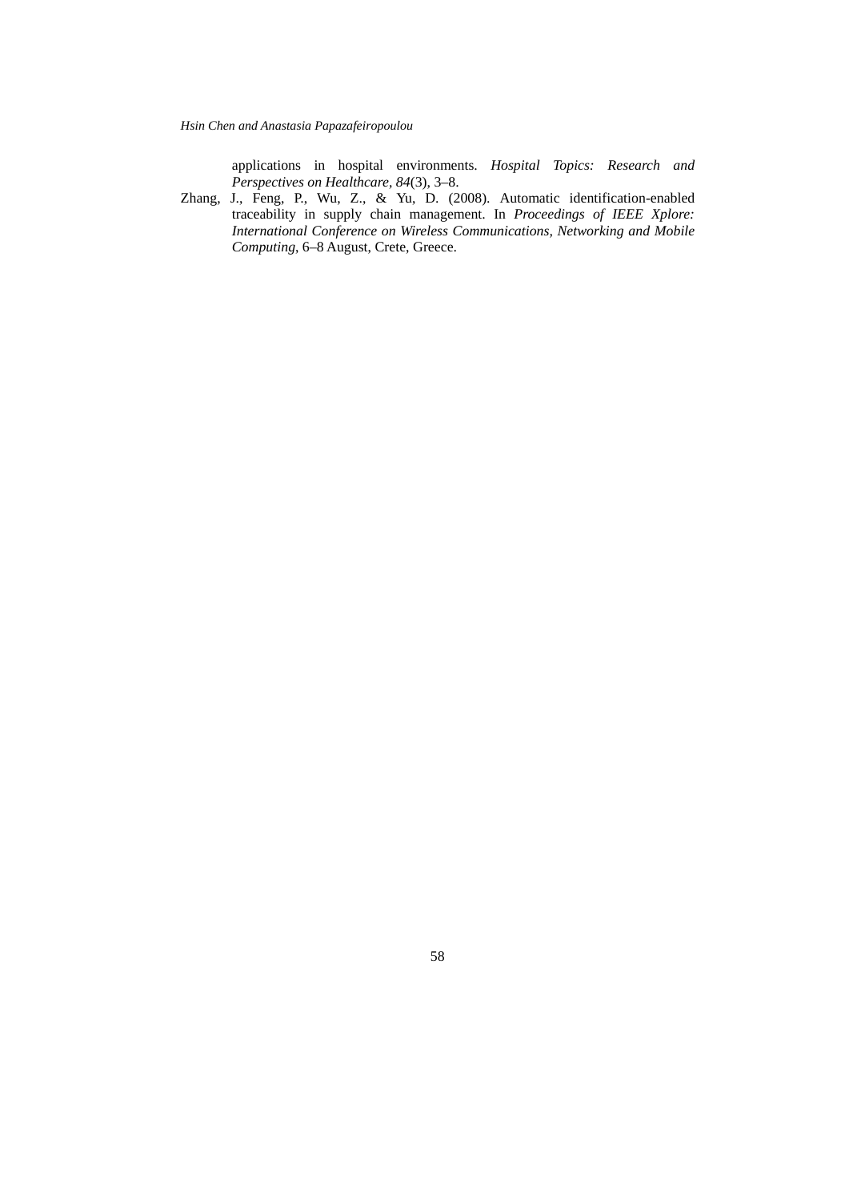applications in hospital environments. *Hospital Topics: Research and Perspectives on Healthcare*, *84*(3), 3–8.

Zhang, J., Feng, P., Wu, Z., & Yu, D. (2008). Automatic identification-enabled traceability in supply chain management. In *Proceedings of IEEE Xplore: International Conference on Wireless Communications, Networking and Mobile Computing*, 6–8 August, Crete, Greece.